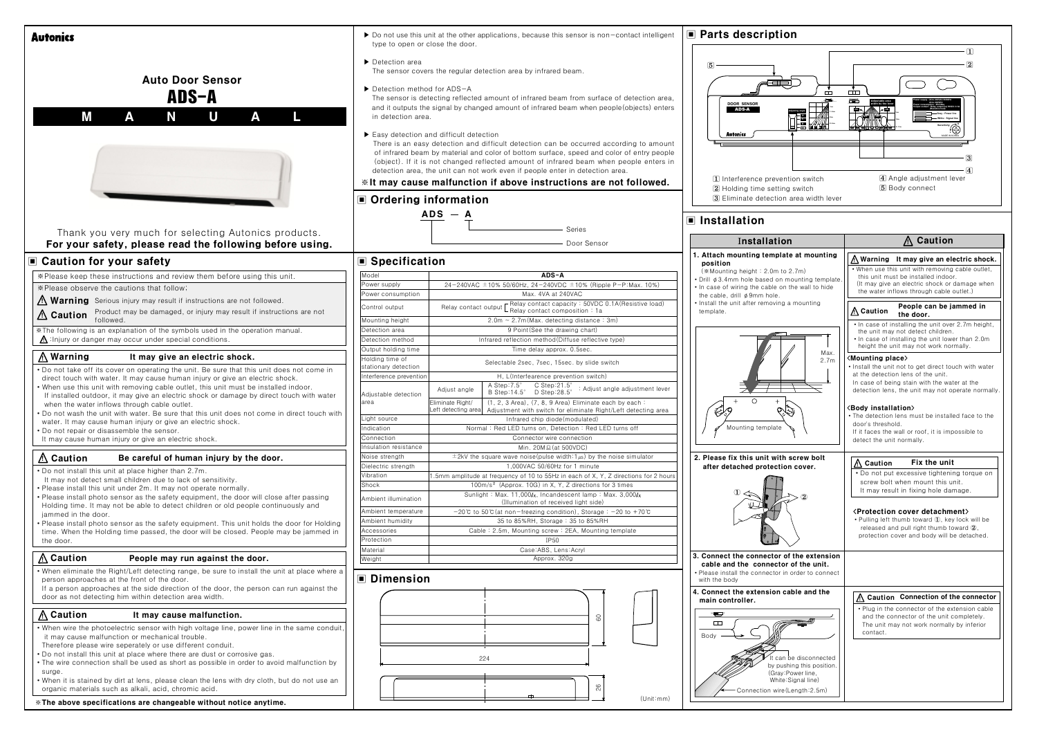**Autonics**

# Auto Door Sensor
# ADS-A
## M A N U A L

Thank you very much for selecting Autonics products.
**For your safety, please read the following before using.**

## ■ Caution for your safety

※Please keep these instructions and review them before using this unit.

※Please observe the cautions that follow;

⚠ **Warning** Serious injury may result if instructions are not followed.

⚠ **Caution** Product may be damaged, or injury may result if instructions are not followed.

※The following is an explanation of the symbols used in the operation manual.
⚠ :Injury or danger may occur under special conditions.

### ⚠ Warning — It may give an electric shock.

- Do not take off its cover on operating the unit. Be sure that this unit does not come in direct touch with water. It may cause human injury or give an electric shock.
- When use this unit with removing cable outlet, this unit must be installed indoor. If installed outdoor, it may give an electric shock or damage by direct touch with water when the water inflows through cable outlet.
- Do not wash the unit with water. Be sure that this unit does not come in direct touch with water. It may cause human injury or give an electric shock.
- Do not repair or disassemble the sensor. It may cause human injury or give an electric shock.

### ⚠ Caution — Be careful of human injury by the door.

- Do not install this unit at a place higher than 2.7m. It may not detect small children due to lack of sensitivity.
- Please install this unit under 2m. It may not operate normally.
- Please install photo sensor as the safety equipment, the door will close after passing Holding time. It may not be able to detect children or old people continuously and jammed in the door.
- Please install photo sensor as the safety equipment. This unit holds the door for Holding time. When the Holding time passed, the door will be closed. People may be jammed in the door.

### ⚠ Caution — People may run against the door.

- When eliminate the Right/Left detecting range, be sure to install the unit at place where a person approaches at the front of the door. If a person approaches at the side direction of the door, the person can run against the door as not detecting him within detection area width.

### ⚠ Caution — It may cause malfunction.

- When wire the photoelectric sensor with high voltage line, power line in the same conduit, it may cause malfunction or mechanical trouble. Therefore please wire seperately or use different conduit.
- Do not install this unit at place where there are dust or corrosive gas.
- The wire connection shall be used as short as possible in order to avoid malfunction by surge.
- When it is stained by dirt at lens, please clean the lens with dry cloth, but do not use an organic materials such as alkali, acid, chromic acid.

▶ Do not use this unit at the other applications, because this sensor is non-contact intelligent type to open or close the door.

▶ Detection area
The sensor covers the regular detection area by infrared beam.

▶ Detection method for ADS-A
The sensor is detecting reflected amount of infrared beam from surface of detection area, and it outputs the signal by changed amount of infrared beam when people(objects) enters in detection area.

▶ Easy detection and difficult detection
There is an easy detection and difficult detection can be occurred according to amount of infrared beam by material and color of bottom surface, speed and color of entry people (object). If it is not changed reflected amount of infrared beam when people enters in detection area, the unit can not work even if people enter in detection area.

**※It may cause malfunction if above instructions are not followed.**

## ■ Ordering information

**ADS — A**

- A: Series
- ADS: Door Sensor

## ■ Specification

| Model | ADS-A | |
|---|---|---|
| Power supply | 24-240VAC ±10% 50/60Hz, 24-240VDC ±10% (Ripple P-P:Max. 10%) | |
| Power consumption | Max. 4VA at 240VAC | |
| Control output | Relay contact output: Relay contact capacity : 50VDC 0.1A(Resistive load); Relay contact composition : 1a | |
| Mounting height | 2.0m ~ 2.7m(Max. detecting distance : 3m) | |
| Detection area | 9 Point(See the drawing chart) | |
| Detection method | Infrared reflection method(Diffuse reflective type) | |
| Output holding time | Time delay approx. 0.5sec. | |
| Holding time of stationary detection | Selectable 2sec, 7sec, 15sec. by slide switch | |
| Interference prevention | H, L(Interference prevention switch) | |
| Adjustable detection area | Adjust angle | A Step:7.5° C Step:21.5° B Step:14.5° D Step:28.5° : Adjust angle adjustment lever |
| | Eliminate Right/ Left detecting area | (1, 2, 3 Area), (7, 8, 9 Area) Eliminate each by each : Adjustment with switch for eliminate Right/Left detecting area |
| Light source | Infrared chip diode(modulated) | |
| Indication | Normal : Red LED turns on, Detection : Red LED turns off | |
| Connection | Connector wire connection | |
| Insulation resistance | Min. 20MΩ(at 500VDC) | |
| Noise strength | ±2kV the square wave noise(pulse width:1μs) by the noise simulator | |
| Dielectric strength | 1,000VAC 50/60Hz for 1 minute | |
| Vibration | 1.5mm amplitude at frequency of 10 to 55Hz in each of X, Y, Z directions for 2 hours | |
| Shock | 100m/s² (Approx. 10G) in X, Y, Z directions for 3 times | |
| Ambient illumination | Sunlight : Max. 11,000㏓, Incandescent lamp : Max. 3,000㏓ (Illumination of received light side) | |
| Ambient temperature | -20℃ to 50℃(at non-freezing condition), Storage : -20 to +70℃ | |
| Ambient humidity | 35 to 85%RH, Storage : 35 to 85%RH | |
| Accessories | Cable : 2.5m, Mounting screw : 2EA, Mounting template | |
| Protection | IP50 | |
| Material | Case:ABS, Lens:Acryl | |
| Weight | Approx. 320g | |

## ■ Dimension

224, 60, 26 (Unit:mm)

## ■ Parts description

1. Interference prevention switch
2. Holding time setting switch
3. Eliminate detection area width lever
4. Angle adjustment lever
5. Body connect

## ■ Installation

| Installation | ⚠ Caution |
|---|---|
| **1. Attach mounting template at mounting position** (※Mounting height : 2.0m to 2.7m)<br>• Drill φ3.4mm hole based on mounting template.<br>• In case of wiring the cable on the wall to hide the cable, drill φ9mm hole.<br>• Install the unit after removing a mounting template.<br>Max. 2.7m / Mounting template | **⚠ Warning It may give an electric shock.**<br>• When use this unit with removing cable outlet, this unit must be installed indoor. (It may give an electric shock or damage when the water inflows through cable outlet.)<br>**⚠ Caution People can be jammed in the door.**<br>• In case of installing the unit over 2.7m height, the unit may not detect children.<br>• In case of installing the unit lower than 2.0m height the unit may not work normally.<br>**<Mounting place>**<br>• Install the unit not to get direct touch with water at the detection lens of the unit. In case of being stain with the water at the detection lens, the unit may not operate normally.<br>**<Body installation>**<br>• The detection lens must be installed face to the door's threshold. If it faces the wall or roof, it is impossible to detect the unit normally. |
| **2. Please fix this unit with screw bolt after detached protection cover.** | **⚠ Caution Fix the unit**<br>• Do not put excessive tightening torque on screw bolt when mount this unit. It may result in fixing hole damage.<br>**<Protection cover detachment>**<br>• Pulling left thumb toward ①, key lock will be released and pull right thumb toward ②, protection cover and body will be detached. |
| **3. Connect the connector of the extension cable and the connector of the unit.**<br>• Please install the connector in order to connect with the body | |
| **4. Connect the extension cable and the main controller.**<br>Body / It can be disconnected by pushing this position. (Gray:Power line, White:Signal line) / Connection wire(Length:2.5m) | **⚠ Caution Connection of the connector**<br>• Plug in the connector of the extension cable and the connector of the unit completely. The unit may not work normally by inferior contact. |

**※The above specifications are changeable without notice anytime.**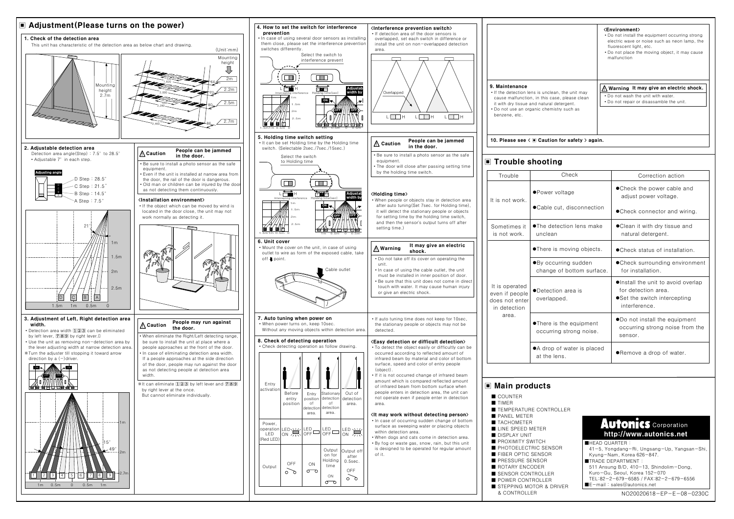# ▣ Adjustment(Please turns on the power)

## 1. Check of the detection area

This unit has characteristic of the detection area as below chart and drawing.

(Unit:mm)

Mounting height 2.7m

Mounting height

1,820 64 2m
2,000 70 2.2m
2,280 80 2.5m
2,460 86 2.7m

## 2. Adjustable detection area

Detection area angle(Step) : 7.5° to 28.5°

• Adjustable 7° in each step.

Adjusting angle

D Step : 28.5°
C Step : 21.5°
B Step : 14.5°
A Step : 7.5°

21°

1m
1.5m
2m
2.5m

D C B A
1.5m 1m 0.5m 0

### ⚠ Caution — People can be jammed in the door.

• Be sure to install a photo sensor as the safe equipment.
• Even if the unit is installed at narrow area from the door, the rail of the door is dangerous.
• Old man or children can be injured by the door as not detecting them continuously.

### <Installation environment>

• If the object which can be moved by wind is located in the door close, the unit may not work normally as detecting it.

## 3. Adjustment of Left, Right detection area width.

• Detection area width 1 2 3 can be eliminated by left lever, 7 8 9 by right lever.
• Use the unit as removing non-detection area by the lever adjusting width at narrow detection area.
※Turn the adjuster till stopping it toward arrow direction by a (−)driver.

1m
15°
49°
2m
2.7m
1 2 3 4 5 6 7 8 9
1m 0.5m 0 0.5m 1m

### ⚠ Caution — People may run against the door.

• When eliminate the Right/Left detecting range, be sure to install the unit at place where a people approaches at the front of the door.
• In case of eliminating detection area width. If a people approaches at the side direction of the door, people may run against the door as not detecting people at detection area width.

※It can eliminate 1 2 3 by left lever and 7 8 9 by right lever at the once. But cannot eliminate individually.

## 4. How to set the switch for interference prevention

• In case of using several door sensors as installing them close, please set the interference prevention switches differently.

Select the switch to interference prevent

L H
Intercepting interference
Holding time(sec)
Adjustab width by
ON
OFF OFF
1m
1.5m
2m
2.5m
1.5m 1m 0.5m 0
1m 0.5m 0 0.5m

### <Interference prevention switch>

• If detection area of the door sensors is overlapped, set each switch in difference or install the unit on non-overlapped detection area.

Overlapped

L H L H L H

## 5. Holding time switch setting

• It can be set Holding time by the Holding time switch. (Selectable 2sec./7sec./15sec.)

Select the switch to Holding time

L H
Intercepting interference
Holding time(sec)
Adjustab width by
ON
OFF OFF
1m
1.5m
2m
2.5m
1.5m 1m 0.5m 0
1m 0.5m 0 0.5m

### ⚠ Caution — People can be jammed in the door.

• Be sure to install a photo sensor as the safe equipment.
• The door will close after passing setting time by the holding time switch.

### <Holding time>

• When people or objects stay in detection area after auto tuning(Set 7sec. for Holding time), it will detect the stationary people or objects for setting time by the holding time switch, and then the sensor's output turns off after setting time.)

## 6. Unit cover

• Mount the cover on the unit, in case of using outlet to wire as form of the exposed cable, take off ⬇ point.

Cable outlet

### ⚠ Warning — It may give an electric shock.

• Do not take off its cover on operating the unit.
• In case of using the cable outlet, the unit must be installed in inner position of door.
• Be sure that this unit does not come in direct touch with water. It may cause human injury or give an electric shock.

## 7. Auto tuning when power on

• When power turns on, keep 10sec. Without any moving objects within detection area.

• If auto tuning time does not keep for 10sec, the stationary people or objects may not be detected.

## 8. Check of detecting operation

• Check detecting operation as follow drawing.

| | | | | |
|---|---|---|---|---|
| Entry activation | Before entry position | Entry position of detection area. | Stationary detection of detection area. | Out of detection area. |
| Power, operation LED (Red LED) | LED ON | LED OFF | LED OFF | LED ON |
| Output | OFF | ON | Output on for Holding time ON | Output off after 0.5sec. OFF |

### <Easy detection or difficult detection>

• To detect the object easily or difficultly can be occurred according to reflected amount of infrared beam by material and color of bottom surface, speed and color of entry people (object).
• If it is not occurred change of infrared beam amount which is compared reflected amount of infrared beam from bottom surface when people enters in detection area, the unit can not operate even if people enter in detection area.

### <It may work without detecting person>

• In case of occurring sudden change of bottom surface as sweeping water or placing objects within detection area.
• When dogs and cats come in detection area.
• By fog or waste gas, snow, rain, but this unit is designed to be operated for regular amount of it.

### <Environment>

• Do not install the equipment occurring strong electric wave or noise such as neon lamp, the fluorescent light, etc.
• Do not place the moving object, it may cause malfunction

## 9. Maintenance

• If the detection lens is unclean, the unit may cause malfunction, in this case, please clean it with dry tissue and natural detergent.
• Do not use an organic chemistry such as benzene, etc.

### ⚠ Warning — It may give an electric shock.

• Do not wash the unit with water.
• Do not repair or disassamble the unit.

## 10. Please see < ▣ Caution for safety > again.

# ▣ Trouble shooting

| Trouble | Check | Correction action |
|---|---|---|
| It is not work. | ●Power voltage | ●Check the power cable and adjust power voltage. |
| | ●Cable cut, disconnection | ●Check connector and wiring. |
| Sometimes it is not work. | ●The detection lens make unclean | ●Clean it with dry tissue and natural detergent. |
| It is operated even if people does not enter in detection area. | ●There is moving objects. | ●Check status of installation. |
| | ●By occurring sudden change of bottom surface. | ●Check surrounding environment for installation. |
| | ●Detection area is overlapped. | ●Install the unit to avoid overlap for detection area. ●Set the switch intercepting interference. |
| | ●There is the equipment occurring strong noise. | ●Do not install the equipment occurring strong noise from the sensor. |
| | ●A drop of water is placed at the lens. | ●Remove a drop of water. |

# ▣ Main products

- ■ COUNTER
- ■ TIMER
- ■ TEMPERATURE CONTROLLER
- ■ PANEL METER
- ■ TACHOMETER
- ■ LINE SPEED METER
- ■ DISPLAY UNIT
- ■ PROXIMITY SWITCH
- ■ PHOTOELECTRIC SENSOR
- ■ FIBER OPTIC SENSOR
- ■ PRESSURE SENSOR
- ■ ROTARY ENCODER
- ■ SENSOR CONTROLLER
- ■ POWER CONTROLLER
- ■ STEPPING MOTOR & DRIVER & CONTROLLER

**Autonics Corporation**
**http://www.autonics.net**

■HEAD QUARTER :
41−5, Yongdang−Ri, Ungsang−Up, Yangsan−Shi, Kyung−Nam, Korea 626−847.
■TRADE DEPARTMENT :
511 Ansung B/D, 410−13, Shindolim−Dong, Kuro−Gu, Seoul, Korea 152−070
TEL:82−2−679−6585 / FAX:82−2−679−6556
■E−mail : sales@autonics.net

NO20020618−EP−E−08−0230C